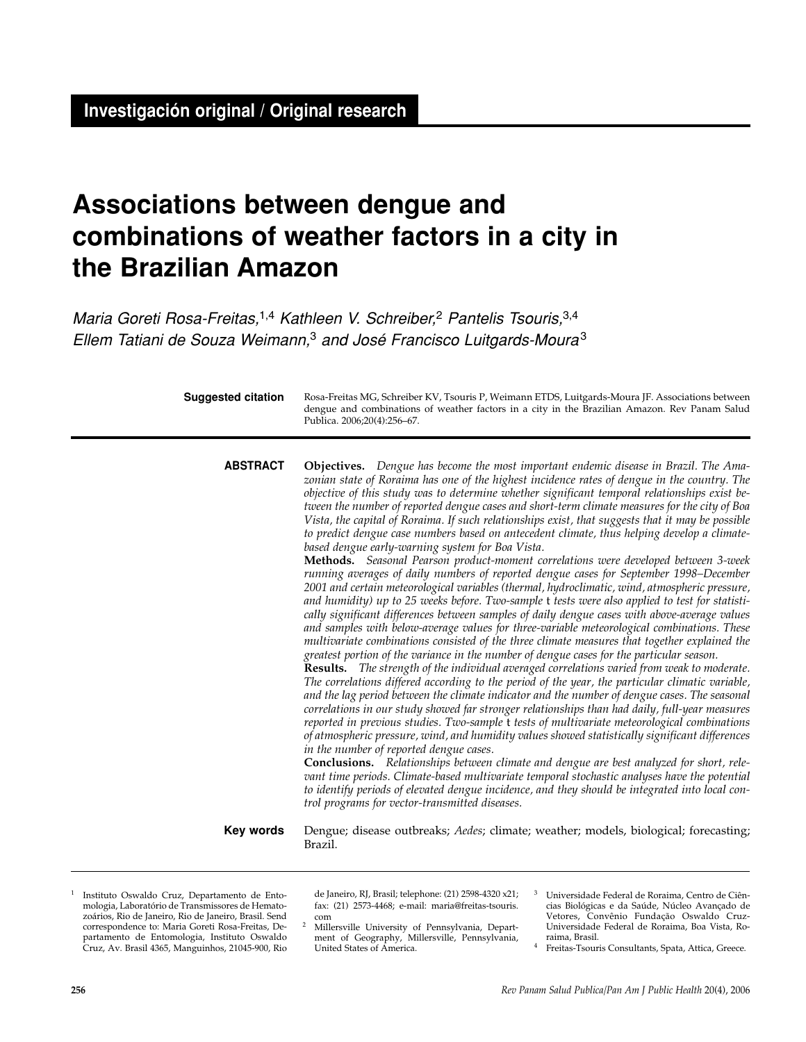**Investigación original / Original research**

# Associations between dengue and combinations of weather factors in a city in the Brazilian Amazon

*Maria Goreti Rosa-Freitas,*[1,4] *Kathleen V. Schreiber,*[2] *Pantelis Tsouris,*[3,4] *Ellem Tatiani de Souza Weimann,*[3] *and José Francisco Luitgards-Moura*[3]

**Suggested citation** Rosa-Freitas MG, Schreiber KV, Tsouris P, Weimann ETDS, Luitgards-Moura JF. Associations between dengue and combinations of weather factors in a city in the Brazilian Amazon. Rev Panam Salud Publica. 2006;20(4):256–67.

**ABSTRACT**

**Objectives.** *Dengue has become the most important endemic disease in Brazil. The Amazonian state of Roraima has one of the highest incidence rates of dengue in the country. The objective of this study was to determine whether significant temporal relationships exist between the number of reported dengue cases and short-term climate measures for the city of Boa Vista, the capital of Roraima. If such relationships exist, that suggests that it may be possible to predict dengue case numbers based on antecedent climate, thus helping develop a climate-based dengue early-warning system for Boa Vista.*

**Methods.** *Seasonal Pearson product-moment correlations were developed between 3-week running averages of daily numbers of reported dengue cases for September 1998–December 2001 and certain meteorological variables (thermal, hydroclimatic, wind, atmospheric pressure, and humidity) up to 25 weeks before. Two-sample* t *tests were also applied to test for statistically significant differences between samples of daily dengue cases with above-average values and samples with below-average values for three-variable meteorological combinations. These multivariate combinations consisted of the three climate measures that together explained the greatest portion of the variance in the number of dengue cases for the particular season.*

**Results.** *The strength of the individual averaged correlations varied from weak to moderate. The correlations differed according to the period of the year, the particular climatic variable, and the lag period between the climate indicator and the number of dengue cases. The seasonal correlations in our study showed far stronger relationships than had daily, full-year measures reported in previous studies. Two-sample* t *tests of multivariate meteorological combinations of atmospheric pressure, wind, and humidity values showed statistically significant differences in the number of reported dengue cases.*

**Conclusions.** *Relationships between climate and dengue are best analyzed for short, relevant time periods. Climate-based multivariate temporal stochastic analyses have the potential to identify periods of elevated dengue incidence, and they should be integrated into local control programs for vector-transmitted diseases.*

**Key words** Dengue; disease outbreaks; *Aedes*; climate; weather; models, biological; forecasting; Brazil.

---

[1] Instituto Oswaldo Cruz, Departamento de Entomologia, Laboratório de Transmissores de Hematozoários, Rio de Janeiro, Rio de Janeiro, Brasil. Send correspondence to: Maria Goreti Rosa-Freitas, Departamento de Entomologia, Instituto Oswaldo Cruz, Av. Brasil 4365, Manguinhos, 21045-900, Rio de Janeiro, RJ, Brasil; telephone: (21) 2598-4320 x21; fax: (21) 2573-4468; e-mail: maria@freitas-tsouris.com

[2] Millersville University of Pennsylvania, Department of Geography, Millersville, Pennsylvania, United States of America.

[3] Universidade Federal de Roraima, Centro de Ciências Biológicas e da Saúde, Núcleo Avançado de Vetores, Convênio Fundação Oswaldo Cruz-Universidade Federal de Roraima, Boa Vista, Roraima, Brasil.

[4] Freitas-Tsouris Consultants, Spata, Attica, Greece.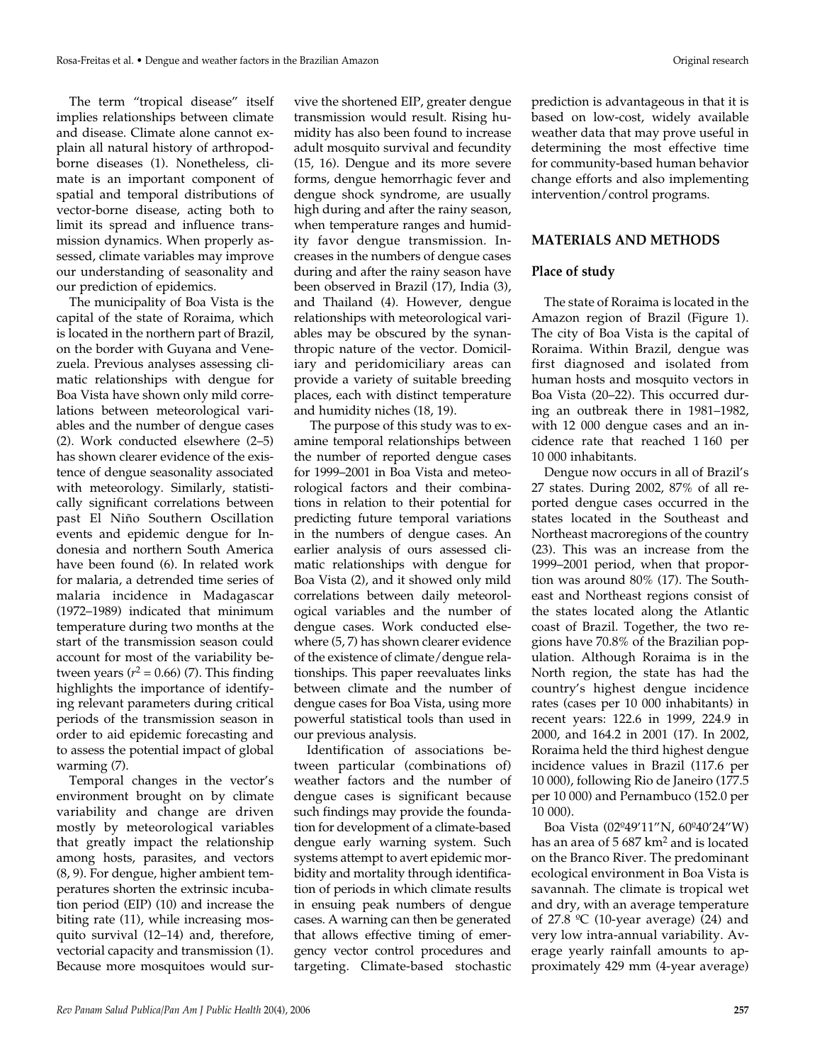The term "tropical disease" itself implies relationships between climate and disease. Climate alone cannot explain all natural history of arthropod-borne diseases (1). Nonetheless, climate is an important component of spatial and temporal distributions of vector-borne disease, acting both to limit its spread and influence transmission dynamics. When properly assessed, climate variables may improve our understanding of seasonality and our prediction of epidemics.

The municipality of Boa Vista is the capital of the state of Roraima, which is located in the northern part of Brazil, on the border with Guyana and Venezuela. Previous analyses assessing climatic relationships with dengue for Boa Vista have shown only mild correlations between meteorological variables and the number of dengue cases (2). Work conducted elsewhere (2–5) has shown clearer evidence of the existence of dengue seasonality associated with meteorology. Similarly, statistically significant correlations between past El Niño Southern Oscillation events and epidemic dengue for Indonesia and northern South America have been found (6). In related work for malaria, a detrended time series of malaria incidence in Madagascar (1972–1989) indicated that minimum temperature during two months at the start of the transmission season could account for most of the variability between years ($r^2 = 0.66$) (7). This finding highlights the importance of identifying relevant parameters during critical periods of the transmission season in order to aid epidemic forecasting and to assess the potential impact of global warming (7).

Temporal changes in the vector's environment brought on by climate variability and change are driven mostly by meteorological variables that greatly impact the relationship among hosts, parasites, and vectors (8, 9). For dengue, higher ambient temperatures shorten the extrinsic incubation period (EIP) (10) and increase the biting rate (11), while increasing mosquito survival (12–14) and, therefore, vectorial capacity and transmission (1). Because more mosquitoes would survive the shortened EIP, greater dengue transmission would result. Rising humidity has also been found to increase adult mosquito survival and fecundity (15, 16). Dengue and its more severe forms, dengue hemorrhagic fever and dengue shock syndrome, are usually high during and after the rainy season, when temperature ranges and humidity favor dengue transmission. Increases in the numbers of dengue cases during and after the rainy season have been observed in Brazil (17), India (3), and Thailand (4). However, dengue relationships with meteorological variables may be obscured by the synanthropic nature of the vector. Domiciliary and peridomiciliary areas can provide a variety of suitable breeding places, each with distinct temperature and humidity niches (18, 19).

The purpose of this study was to examine temporal relationships between the number of reported dengue cases for 1999–2001 in Boa Vista and meteorological factors and their combinations in relation to their potential for predicting future temporal variations in the numbers of dengue cases. An earlier analysis of ours assessed climatic relationships with dengue for Boa Vista (2), and it showed only mild correlations between daily meteorological variables and the number of dengue cases. Work conducted elsewhere (5, 7) has shown clearer evidence of the existence of climate/dengue relationships. This paper reevaluates links between climate and the number of dengue cases for Boa Vista, using more powerful statistical tools than used in our previous analysis.

Identification of associations between particular (combinations of) weather factors and the number of dengue cases is significant because such findings may provide the foundation for development of a climate-based dengue early warning system. Such systems attempt to avert epidemic morbidity and mortality through identification of periods in which climate results in ensuing peak numbers of dengue cases. A warning can then be generated that allows effective timing of emergency vector control procedures and targeting. Climate-based stochastic prediction is advantageous in that it is based on low-cost, widely available weather data that may prove useful in determining the most effective time for community-based human behavior change efforts and also implementing intervention/control programs.

## MATERIALS AND METHODS

### Place of study

The state of Roraima is located in the Amazon region of Brazil (Figure 1). The city of Boa Vista is the capital of Roraima. Within Brazil, dengue was first diagnosed and isolated from human hosts and mosquito vectors in Boa Vista (20–22). This occurred during an outbreak there in 1981–1982, with 12 000 dengue cases and an incidence rate that reached 1 160 per 10 000 inhabitants.

Dengue now occurs in all of Brazil's 27 states. During 2002, 87% of all reported dengue cases occurred in the states located in the Southeast and Northeast macroregions of the country (23). This was an increase from the 1999–2001 period, when that proportion was around 80% (17). The Southeast and Northeast regions consist of the states located along the Atlantic coast of Brazil. Together, the two regions have 70.8% of the Brazilian population. Although Roraima is in the North region, the state has had the country's highest dengue incidence rates (cases per 10 000 inhabitants) in recent years: 122.6 in 1999, 224.9 in 2000, and 164.2 in 2001 (17). In 2002, Roraima held the third highest dengue incidence values in Brazil (117.6 per 10 000), following Rio de Janeiro (177.5 per 10 000) and Pernambuco (152.0 per 10 000).

Boa Vista (02º49′11″N, 60º40′24″W) has an area of 5 687 km$^2$ and is located on the Branco River. The predominant ecological environment in Boa Vista is savannah. The climate is tropical wet and dry, with an average temperature of 27.8 ºC (10-year average) (24) and very low intra-annual variability. Average yearly rainfall amounts to approximately 429 mm (4-year average)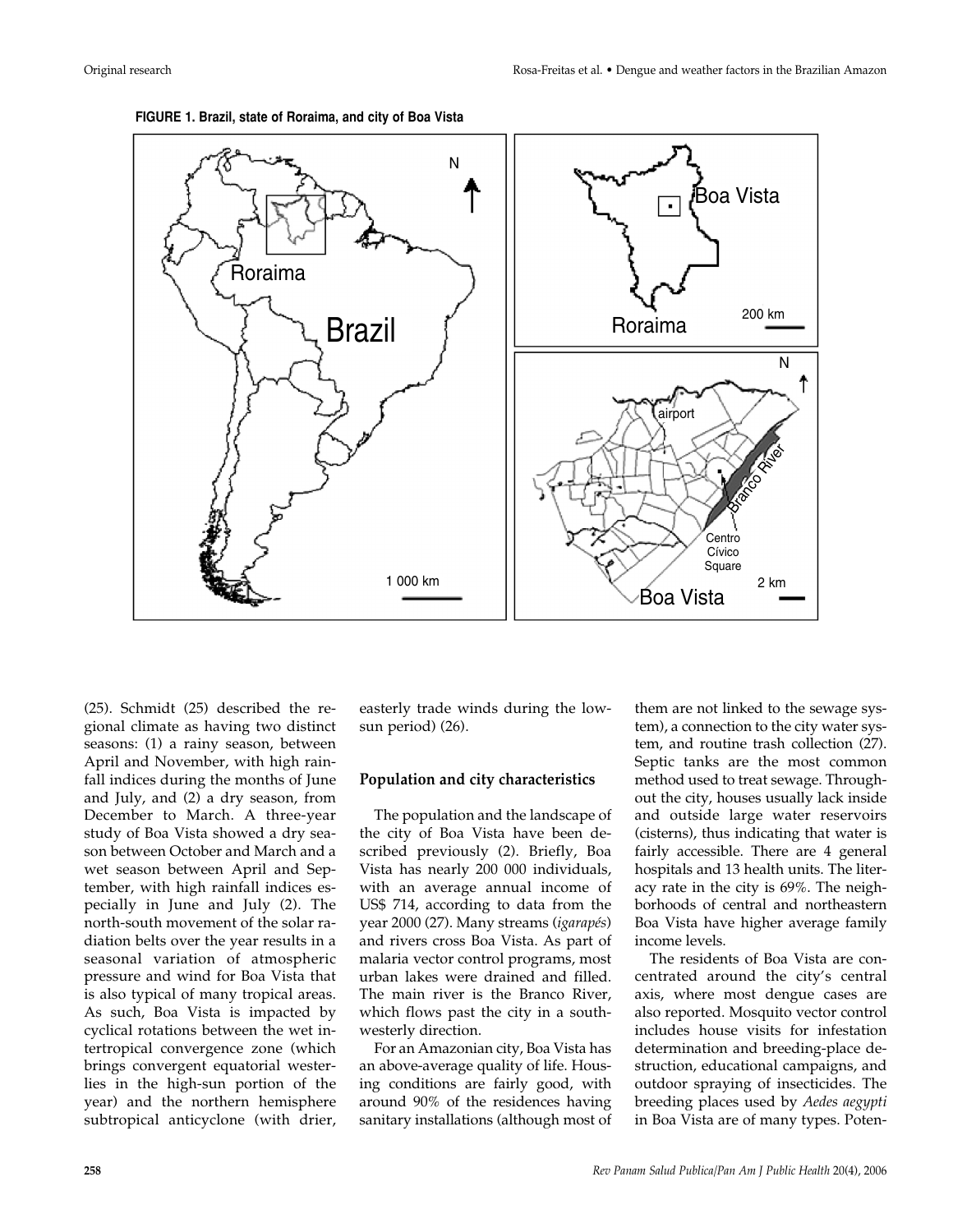**FIGURE 1. Brazil, state of Roraima, and city of Boa Vista**

(25). Schmidt (25) described the regional climate as having two distinct seasons: (1) a rainy season, between April and November, with high rainfall indices during the months of June and July, and (2) a dry season, from December to March. A three-year study of Boa Vista showed a dry season between October and March and a wet season between April and September, with high rainfall indices especially in June and July (2). The north-south movement of the solar radiation belts over the year results in a seasonal variation of atmospheric pressure and wind for Boa Vista that is also typical of many tropical areas. As such, Boa Vista is impacted by cyclical rotations between the wet intertropical convergence zone (which brings convergent equatorial westerlies in the high-sun portion of the year) and the northern hemisphere subtropical anticyclone (with drier, easterly trade winds during the low-sun period) (26).

### Population and city characteristics

The population and the landscape of the city of Boa Vista have been described previously (2). Briefly, Boa Vista has nearly 200 000 individuals, with an average annual income of US$ 714, according to data from the year 2000 (27). Many streams (*igarapés*) and rivers cross Boa Vista. As part of malaria vector control programs, most urban lakes were drained and filled. The main river is the Branco River, which flows past the city in a southwesterly direction.

For an Amazonian city, Boa Vista has an above-average quality of life. Housing conditions are fairly good, with around 90% of the residences having sanitary installations (although most of them are not linked to the sewage system), a connection to the city water system, and routine trash collection (27). Septic tanks are the most common method used to treat sewage. Throughout the city, houses usually lack inside and outside large water reservoirs (cisterns), thus indicating that water is fairly accessible. There are 4 general hospitals and 13 health units. The literacy rate in the city is 69%. The neighborhoods of central and northeastern Boa Vista have higher average family income levels.

The residents of Boa Vista are concentrated around the city's central axis, where most dengue cases are also reported. Mosquito vector control includes house visits for infestation determination and breeding-place destruction, educational campaigns, and outdoor spraying of insecticides. The breeding places used by *Aedes aegypti* in Boa Vista are of many types. Poten-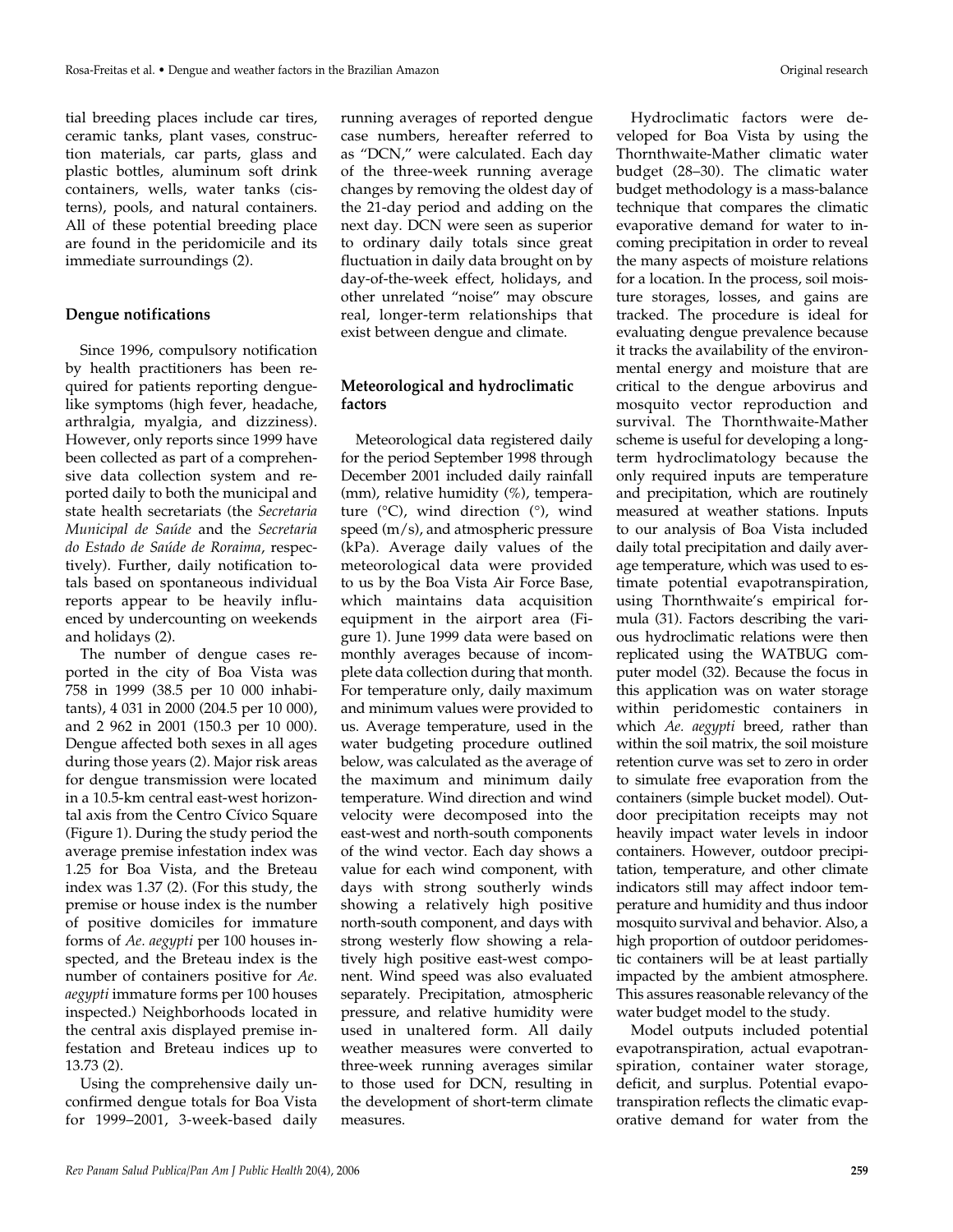tial breeding places include car tires, ceramic tanks, plant vases, construction materials, car parts, glass and plastic bottles, aluminum soft drink containers, wells, water tanks (cisterns), pools, and natural containers. All of these potential breeding place are found in the peridomicile and its immediate surroundings (2).

## Dengue notifications

Since 1996, compulsory notification by health practitioners has been required for patients reporting dengue-like symptoms (high fever, headache, arthralgia, myalgia, and dizziness). However, only reports since 1999 have been collected as part of a comprehensive data collection system and reported daily to both the municipal and state health secretariats (the *Secretaria Municipal de Saúde* and the *Secretaria do Estado de Saúde de Roraima*, respectively). Further, daily notification totals based on spontaneous individual reports appear to be heavily influenced by undercounting on weekends and holidays (2).

The number of dengue cases reported in the city of Boa Vista was 758 in 1999 (38.5 per 10 000 inhabitants), 4 031 in 2000 (204.5 per 10 000), and 2 962 in 2001 (150.3 per 10 000). Dengue affected both sexes in all ages during those years (2). Major risk areas for dengue transmission were located in a 10.5-km central east-west horizontal axis from the Centro Cívico Square (Figure 1). During the study period the average premise infestation index was 1.25 for Boa Vista, and the Breteau index was 1.37 (2). (For this study, the premise or house index is the number of positive domiciles for immature forms of *Ae. aegypti* per 100 houses inspected, and the Breteau index is the number of containers positive for *Ae. aegypti* immature forms per 100 houses inspected.) Neighborhoods located in the central axis displayed premise infestation and Breteau indices up to 13.73 (2).

Using the comprehensive daily unconfirmed dengue totals for Boa Vista for 1999–2001, 3-week-based daily running averages of reported dengue case numbers, hereafter referred to as "DCN," were calculated. Each day of the three-week running average changes by removing the oldest day of the 21-day period and adding on the next day. DCN were seen as superior to ordinary daily totals since great fluctuation in daily data brought on by day-of-the-week effect, holidays, and other unrelated "noise" may obscure real, longer-term relationships that exist between dengue and climate.

## Meteorological and hydroclimatic factors

Meteorological data registered daily for the period September 1998 through December 2001 included daily rainfall (mm), relative humidity (%), temperature (°C), wind direction (°), wind speed (m/s), and atmospheric pressure (kPa). Average daily values of the meteorological data were provided to us by the Boa Vista Air Force Base, which maintains data acquisition equipment in the airport area (Figure 1). June 1999 data were based on monthly averages because of incomplete data collection during that month. For temperature only, daily maximum and minimum values were provided to us. Average temperature, used in the water budgeting procedure outlined below, was calculated as the average of the maximum and minimum daily temperature. Wind direction and wind velocity were decomposed into the east-west and north-south components of the wind vector. Each day shows a value for each wind component, with days with strong southerly winds showing a relatively high positive north-south component, and days with strong westerly flow showing a relatively high positive east-west component. Wind speed was also evaluated separately. Precipitation, atmospheric pressure, and relative humidity were used in unaltered form. All daily weather measures were converted to three-week running averages similar to those used for DCN, resulting in the development of short-term climate measures.

Hydroclimatic factors were developed for Boa Vista by using the Thornthwaite-Mather climatic water budget (28–30). The climatic water budget methodology is a mass-balance technique that compares the climatic evaporative demand for water to incoming precipitation in order to reveal the many aspects of moisture relations for a location. In the process, soil moisture storages, losses, and gains are tracked. The procedure is ideal for evaluating dengue prevalence because it tracks the availability of the environmental energy and moisture that are critical to the dengue arbovirus and mosquito vector reproduction and survival. The Thornthwaite-Mather scheme is useful for developing a long-term hydroclimatology because the only required inputs are temperature and precipitation, which are routinely measured at weather stations. Inputs to our analysis of Boa Vista included daily total precipitation and daily average temperature, which was used to estimate potential evapotranspiration, using Thornthwaite's empirical formula (31). Factors describing the various hydroclimatic relations were then replicated using the WATBUG computer model (32). Because the focus in this application was on water storage within peridomestic containers in which *Ae. aegypti* breed, rather than within the soil matrix, the soil moisture retention curve was set to zero in order to simulate free evaporation from the containers (simple bucket model). Outdoor precipitation receipts may not heavily impact water levels in indoor containers. However, outdoor precipitation, temperature, and other climate indicators still may affect indoor temperature and humidity and thus indoor mosquito survival and behavior. Also, a high proportion of outdoor peridomestic containers will be at least partially impacted by the ambient atmosphere. This assures reasonable relevancy of the water budget model to the study.

Model outputs included potential evapotranspiration, actual evapotranspiration, container water storage, deficit, and surplus. Potential evapotranspiration reflects the climatic evaporative demand for water from the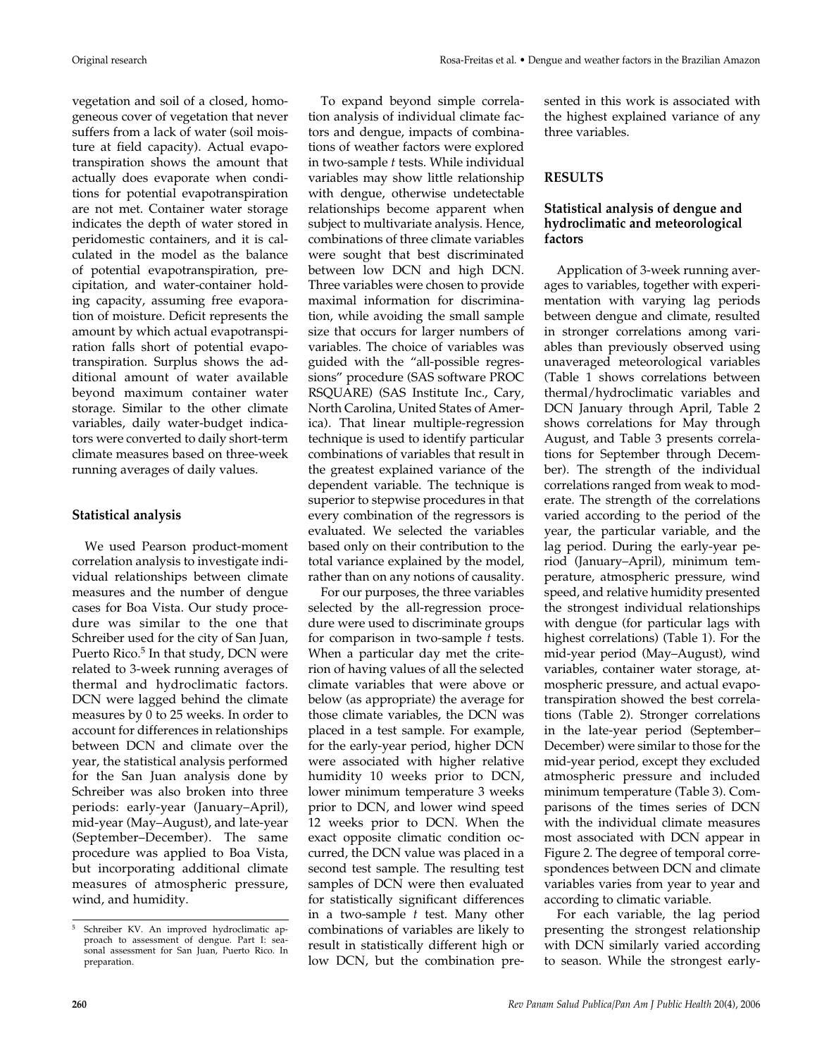vegetation and soil of a closed, homogeneous cover of vegetation that never suffers from a lack of water (soil moisture at field capacity). Actual evapotranspiration shows the amount that actually does evaporate when conditions for potential evapotranspiration are not met. Container water storage indicates the depth of water stored in peridomestic containers, and it is calculated in the model as the balance of potential evapotranspiration, precipitation, and water-container holding capacity, assuming free evaporation of moisture. Deficit represents the amount by which actual evapotranspiration falls short of potential evapotranspiration. Surplus shows the additional amount of water available beyond maximum container water storage. Similar to the other climate variables, daily water-budget indicators were converted to daily short-term climate measures based on three-week running averages of daily values.

### Statistical analysis

We used Pearson product-moment correlation analysis to investigate individual relationships between climate measures and the number of dengue cases for Boa Vista. Our study procedure was similar to the one that Schreiber used for the city of San Juan, Puerto Rico.[5] In that study, DCN were related to 3-week running averages of thermal and hydroclimatic factors. DCN were lagged behind the climate measures by 0 to 25 weeks. In order to account for differences in relationships between DCN and climate over the year, the statistical analysis performed for the San Juan analysis done by Schreiber was also broken into three periods: early-year (January–April), mid-year (May–August), and late-year (September–December). The same procedure was applied to Boa Vista, but incorporating additional climate measures of atmospheric pressure, wind, and humidity.

To expand beyond simple correlation analysis of individual climate factors and dengue, impacts of combinations of weather factors were explored in two-sample *t* tests. While individual variables may show little relationship with dengue, otherwise undetectable relationships become apparent when subject to multivariate analysis. Hence, combinations of three climate variables were sought that best discriminated between low DCN and high DCN. Three variables were chosen to provide maximal information for discrimination, while avoiding the small sample size that occurs for larger numbers of variables. The choice of variables was guided with the "all-possible regressions" procedure (SAS software PROC RSQUARE) (SAS Institute Inc., Cary, North Carolina, United States of America). That linear multiple-regression technique is used to identify particular combinations of variables that result in the greatest explained variance of the dependent variable. The technique is superior to stepwise procedures in that every combination of the regressors is evaluated. We selected the variables based only on their contribution to the total variance explained by the model, rather than on any notions of causality.

For our purposes, the three variables selected by the all-regression procedure were used to discriminate groups for comparison in two-sample *t* tests. When a particular day met the criterion of having values of all the selected climate variables that were above or below (as appropriate) the average for those climate variables, the DCN was placed in a test sample. For example, for the early-year period, higher DCN were associated with higher relative humidity 10 weeks prior to DCN, lower minimum temperature 3 weeks prior to DCN, and lower wind speed 12 weeks prior to DCN. When the exact opposite climatic condition occurred, the DCN value was placed in a second test sample. The resulting test samples of DCN were then evaluated for statistically significant differences in a two-sample *t* test. Many other combinations of variables are likely to result in statistically different high or low DCN, but the combination presented in this work is associated with the highest explained variance of any three variables.

## RESULTS

### Statistical analysis of dengue and hydroclimatic and meteorological factors

Application of 3-week running averages to variables, together with experimentation with varying lag periods between dengue and climate, resulted in stronger correlations among variables than previously observed using unaveraged meteorological variables (Table 1 shows correlations between thermal/hydroclimatic variables and DCN January through April, Table 2 shows correlations for May through August, and Table 3 presents correlations for September through December). The strength of the individual correlations ranged from weak to moderate. The strength of the correlations varied according to the period of the year, the particular variable, and the lag period. During the early-year period (January–April), minimum temperature, atmospheric pressure, wind speed, and relative humidity presented the strongest individual relationships with dengue (for particular lags with highest correlations) (Table 1). For the mid-year period (May–August), wind variables, container water storage, atmospheric pressure, and actual evapotranspiration showed the best correlations (Table 2). Stronger correlations in the late-year period (September–December) were similar to those for the mid-year period, except they excluded atmospheric pressure and included minimum temperature (Table 3). Comparisons of the times series of DCN with the individual climate measures most associated with DCN appear in Figure 2. The degree of temporal correspondences between DCN and climate variables varies from year to year and according to climatic variable.

For each variable, the lag period presenting the strongest relationship with DCN similarly varied according to season. While the strongest early-

---

[5] Schreiber KV. An improved hydroclimatic approach to assessment of dengue. Part I: seasonal assessment for San Juan, Puerto Rico. In preparation.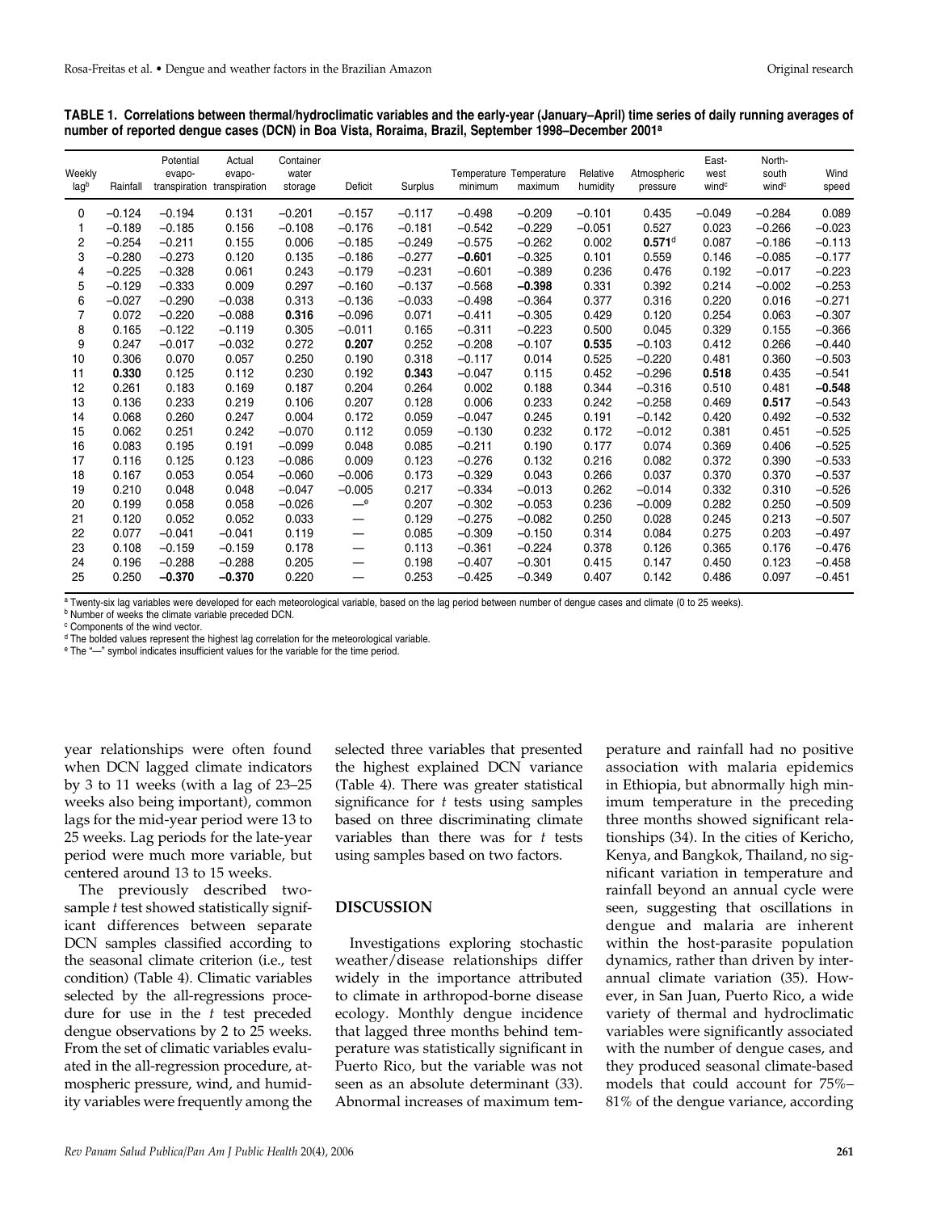**TABLE 1. Correlations between thermal/hydroclimatic variables and the early-year (January–April) time series of daily running averages of number of reported dengue cases (DCN) in Boa Vista, Roraima, Brazil, September 1998–December 2001[a]**

| Weekly lag[b] | Rainfall | Potential evapo-transpiration | Actual evapo-transpiration | Container water storage | Deficit | Surplus | Temperature minimum | Temperature maximum | Relative humidity | Atmospheric pressure | East-west wind[c] | North-south wind[c] | Wind speed |
|---|---|---|---|---|---|---|---|---|---|---|---|---|---|
| 0 | –0.124 | –0.194 | 0.131 | –0.201 | –0.157 | –0.117 | –0.498 | –0.209 | –0.101 | 0.435 | –0.049 | –0.284 | 0.089 |
| 1 | –0.189 | –0.185 | 0.156 | –0.108 | –0.176 | –0.181 | –0.542 | –0.229 | –0.051 | 0.527 | 0.023 | –0.266 | –0.023 |
| 2 | –0.254 | –0.211 | 0.155 | 0.006 | –0.185 | –0.249 | –0.575 | –0.262 | 0.002 | **0.571**[d] | 0.087 | –0.186 | –0.113 |
| 3 | –0.280 | –0.273 | 0.120 | 0.135 | –0.186 | –0.277 | **–0.601** | –0.325 | 0.101 | 0.559 | 0.146 | –0.085 | –0.177 |
| 4 | –0.225 | –0.328 | 0.061 | 0.243 | –0.179 | –0.231 | –0.601 | –0.389 | 0.236 | 0.476 | 0.192 | –0.017 | –0.223 |
| 5 | –0.129 | –0.333 | 0.009 | 0.297 | –0.160 | –0.137 | –0.568 | **–0.398** | 0.331 | 0.392 | 0.214 | –0.002 | –0.253 |
| 6 | –0.027 | –0.290 | –0.038 | 0.313 | –0.136 | –0.033 | –0.498 | –0.364 | 0.377 | 0.316 | 0.220 | 0.016 | –0.271 |
| 7 | 0.072 | –0.220 | –0.088 | **0.316** | –0.096 | 0.071 | –0.411 | –0.305 | 0.429 | 0.120 | 0.254 | 0.063 | –0.307 |
| 8 | 0.165 | –0.122 | –0.119 | 0.305 | –0.011 | 0.165 | –0.311 | –0.223 | 0.500 | 0.045 | 0.329 | 0.155 | –0.366 |
| 9 | 0.247 | –0.017 | –0.032 | 0.272 | **0.207** | 0.252 | –0.208 | –0.107 | **0.535** | –0.103 | 0.412 | 0.266 | –0.440 |
| 10 | 0.306 | 0.070 | 0.057 | 0.250 | 0.190 | 0.318 | –0.117 | 0.014 | 0.525 | –0.220 | 0.481 | 0.360 | –0.503 |
| 11 | **0.330** | 0.125 | 0.112 | 0.230 | 0.192 | **0.343** | –0.047 | 0.115 | 0.452 | –0.296 | **0.518** | 0.435 | –0.541 |
| 12 | 0.261 | 0.183 | 0.169 | 0.187 | 0.204 | 0.264 | 0.002 | 0.188 | 0.344 | –0.316 | 0.510 | 0.481 | **–0.548** |
| 13 | 0.136 | 0.233 | 0.219 | 0.106 | 0.207 | 0.128 | 0.006 | 0.233 | 0.242 | –0.258 | 0.469 | **0.517** | –0.543 |
| 14 | 0.068 | 0.260 | 0.247 | 0.004 | 0.172 | 0.059 | –0.047 | 0.245 | 0.191 | –0.142 | 0.420 | 0.492 | –0.532 |
| 15 | 0.062 | 0.251 | 0.242 | –0.070 | 0.112 | 0.059 | –0.130 | 0.232 | 0.172 | –0.012 | 0.381 | 0.451 | –0.525 |
| 16 | 0.083 | 0.195 | 0.191 | –0.099 | 0.048 | 0.085 | –0.211 | 0.190 | 0.177 | 0.074 | 0.369 | 0.406 | –0.525 |
| 17 | 0.116 | 0.125 | 0.123 | –0.086 | 0.009 | 0.123 | –0.276 | 0.132 | 0.216 | 0.082 | 0.372 | 0.390 | –0.533 |
| 18 | 0.167 | 0.053 | 0.054 | –0.060 | –0.006 | 0.173 | –0.329 | 0.043 | 0.266 | 0.037 | 0.370 | 0.370 | –0.537 |
| 19 | 0.210 | 0.048 | 0.048 | –0.047 | –0.005 | 0.217 | –0.334 | –0.013 | 0.262 | –0.014 | 0.332 | 0.310 | –0.526 |
| 20 | 0.199 | 0.058 | 0.058 | –0.026 | —[e] | 0.207 | –0.302 | –0.053 | 0.236 | –0.009 | 0.282 | 0.250 | –0.509 |
| 21 | 0.120 | 0.052 | 0.052 | 0.033 | — | 0.129 | –0.275 | –0.082 | 0.250 | 0.028 | 0.245 | 0.213 | –0.507 |
| 22 | 0.077 | –0.041 | –0.041 | 0.119 | — | 0.085 | –0.309 | –0.150 | 0.314 | 0.084 | 0.275 | 0.203 | –0.497 |
| 23 | 0.108 | –0.159 | –0.159 | 0.178 | — | 0.113 | –0.361 | –0.224 | 0.378 | 0.126 | 0.365 | 0.176 | –0.476 |
| 24 | 0.196 | –0.288 | –0.288 | 0.205 | — | 0.198 | –0.407 | –0.301 | 0.415 | 0.147 | 0.450 | 0.123 | –0.458 |
| 25 | 0.250 | **–0.370** | **–0.370** | 0.220 | — | 0.253 | –0.425 | –0.349 | 0.407 | 0.142 | 0.486 | 0.097 | –0.451 |

[a] Twenty-six lag variables were developed for each meteorological variable, based on the lag period between number of dengue cases and climate (0 to 25 weeks).
[b] Number of weeks the climate variable preceded DCN.
[c] Components of the wind vector.
[d] The bolded values represent the highest lag correlation for the meteorological variable.
[e] The "—" symbol indicates insufficient values for the variable for the time period.

year relationships were often found when DCN lagged climate indicators by 3 to 11 weeks (with a lag of 23–25 weeks also being important), common lags for the mid-year period were 13 to 25 weeks. Lag periods for the late-year period were much more variable, but centered around 13 to 15 weeks.

The previously described two-sample *t* test showed statistically significant differences between separate DCN samples classified according to the seasonal climate criterion (i.e., test condition) (Table 4). Climatic variables selected by the all-regressions procedure for use in the *t* test preceded dengue observations by 2 to 25 weeks. From the set of climatic variables evaluated in the all-regression procedure, atmospheric pressure, wind, and humidity variables were frequently among the selected three variables that presented the highest explained DCN variance (Table 4). There was greater statistical significance for *t* tests using samples based on three discriminating climate variables than there was for *t* tests using samples based on two factors.

## DISCUSSION

Investigations exploring stochastic weather/disease relationships differ widely in the importance attributed to climate in arthropod-borne disease ecology. Monthly dengue incidence that lagged three months behind temperature was statistically significant in Puerto Rico, but the variable was not seen as an absolute determinant (33). Abnormal increases of maximum temperature and rainfall had no positive association with malaria epidemics in Ethiopia, but abnormally high minimum temperature in the preceding three months showed significant relationships (34). In the cities of Kericho, Kenya, and Bangkok, Thailand, no significant variation in temperature and rainfall beyond an annual cycle were seen, suggesting that oscillations in dengue and malaria are inherent within the host-parasite population dynamics, rather than driven by interannual climate variation (35). However, in San Juan, Puerto Rico, a wide variety of thermal and hydroclimatic variables were significantly associated with the number of dengue cases, and they produced seasonal climate-based models that could account for 75%–81% of the dengue variance, according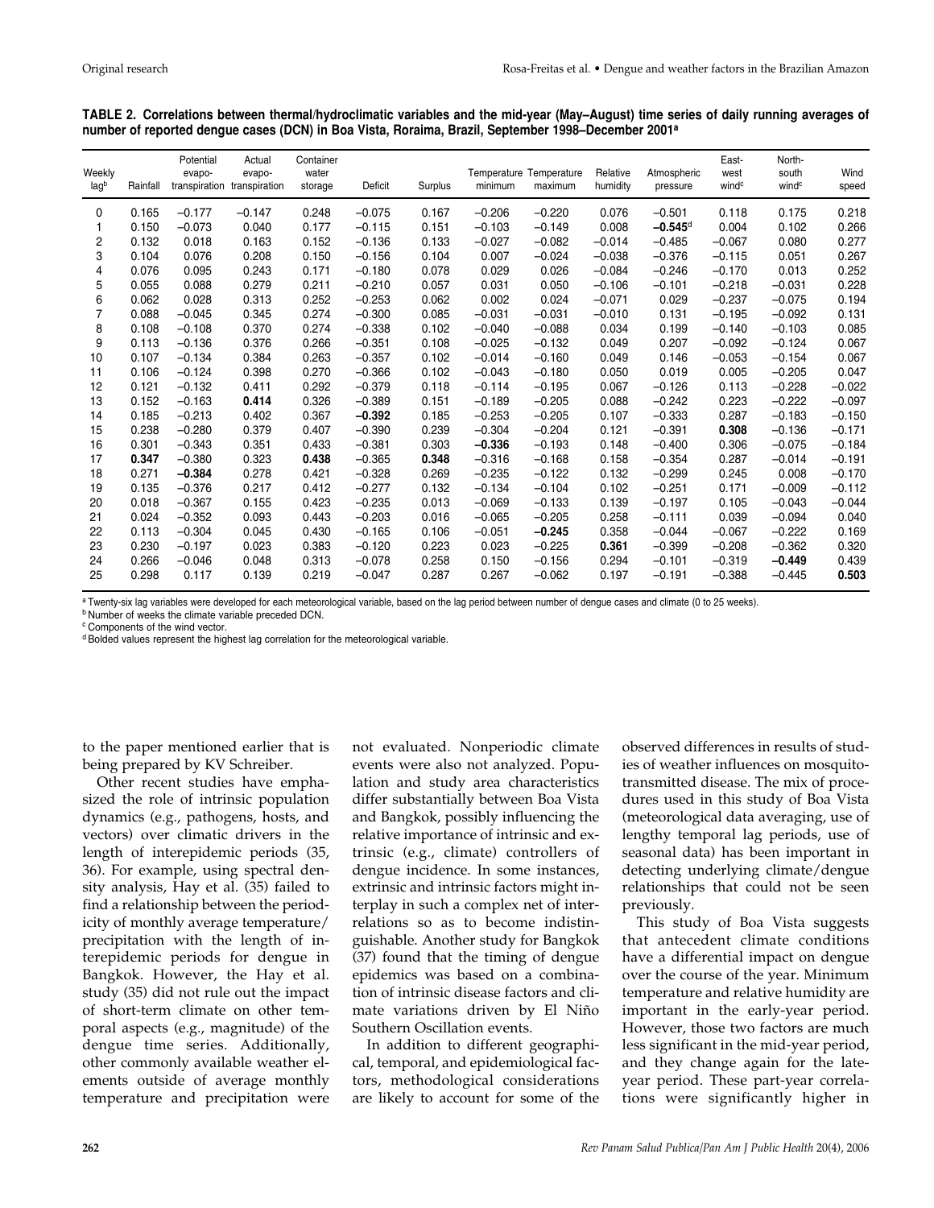**TABLE 2. Correlations between thermal/hydroclimatic variables and the mid-year (May–August) time series of daily running averages of number of reported dengue cases (DCN) in Boa Vista, Roraima, Brazil, September 1998–December 2001[a]**

| Weekly lag[b] | Rainfall | Potential evapo-transpiration | Actual evapo-transpiration | Container water storage | Deficit | Surplus | Temperature minimum | Temperature maximum | Relative humidity | Atmospheric pressure | East-west wind[c] | North-south wind[c] | Wind speed |
|---|---|---|---|---|---|---|---|---|---|---|---|---|---|
| 0 | 0.165 | –0.177 | –0.147 | 0.248 | –0.075 | 0.167 | –0.206 | –0.220 | 0.076 | –0.501 | 0.118 | 0.175 | 0.218 |
| 1 | 0.150 | –0.073 | 0.040 | 0.177 | –0.115 | 0.151 | –0.103 | –0.149 | 0.008 | **–0.545**[d] | 0.004 | 0.102 | 0.266 |
| 2 | 0.132 | 0.018 | 0.163 | 0.152 | –0.136 | 0.133 | –0.027 | –0.082 | –0.014 | –0.485 | –0.067 | 0.080 | 0.277 |
| 3 | 0.104 | 0.076 | 0.208 | 0.150 | –0.156 | 0.104 | 0.007 | –0.024 | –0.038 | –0.376 | –0.115 | 0.051 | 0.267 |
| 4 | 0.076 | 0.095 | 0.243 | 0.171 | –0.180 | 0.078 | 0.029 | 0.026 | –0.084 | –0.246 | –0.170 | 0.013 | 0.252 |
| 5 | 0.055 | 0.088 | 0.279 | 0.211 | –0.210 | 0.057 | 0.031 | 0.050 | –0.106 | –0.101 | –0.218 | –0.031 | 0.228 |
| 6 | 0.062 | 0.028 | 0.313 | 0.252 | –0.253 | 0.062 | 0.002 | 0.024 | –0.071 | 0.029 | –0.237 | –0.075 | 0.194 |
| 7 | 0.088 | –0.045 | 0.345 | 0.274 | –0.300 | 0.085 | –0.031 | –0.031 | –0.010 | 0.131 | –0.195 | –0.092 | 0.131 |
| 8 | 0.108 | –0.108 | 0.370 | 0.274 | –0.338 | 0.102 | –0.040 | –0.088 | 0.034 | 0.199 | –0.140 | –0.103 | 0.085 |
| 9 | 0.113 | –0.136 | 0.376 | 0.266 | –0.351 | 0.108 | –0.025 | –0.132 | 0.049 | 0.207 | –0.092 | –0.124 | 0.067 |
| 10 | 0.107 | –0.134 | 0.384 | 0.263 | –0.357 | 0.102 | –0.014 | –0.160 | 0.049 | 0.146 | –0.053 | –0.154 | 0.067 |
| 11 | 0.106 | –0.124 | 0.398 | 0.270 | –0.366 | 0.102 | –0.043 | –0.180 | 0.050 | 0.019 | 0.005 | –0.205 | 0.047 |
| 12 | 0.121 | –0.132 | 0.411 | 0.292 | –0.379 | 0.118 | –0.114 | –0.195 | 0.067 | –0.126 | 0.113 | –0.228 | –0.022 |
| 13 | 0.152 | –0.163 | **0.414** | 0.326 | –0.389 | 0.151 | –0.189 | –0.205 | 0.088 | –0.242 | 0.223 | –0.222 | –0.097 |
| 14 | 0.185 | –0.213 | 0.402 | 0.367 | **–0.392** | 0.185 | –0.253 | –0.205 | 0.107 | –0.333 | 0.287 | –0.183 | –0.150 |
| 15 | 0.238 | –0.280 | 0.379 | 0.407 | –0.390 | 0.239 | –0.304 | –0.204 | 0.121 | –0.391 | **0.308** | –0.136 | –0.171 |
| 16 | 0.301 | –0.343 | 0.351 | 0.433 | –0.381 | 0.303 | **–0.336** | –0.193 | 0.148 | –0.400 | 0.306 | –0.075 | –0.184 |
| 17 | **0.347** | –0.380 | 0.323 | **0.438** | –0.365 | **0.348** | –0.316 | –0.168 | 0.158 | –0.354 | 0.287 | –0.014 | –0.191 |
| 18 | 0.271 | **–0.384** | 0.278 | 0.421 | –0.328 | 0.269 | –0.235 | –0.122 | 0.132 | –0.299 | 0.245 | 0.008 | –0.170 |
| 19 | 0.135 | –0.376 | 0.217 | 0.412 | –0.277 | 0.132 | –0.134 | –0.104 | 0.102 | –0.251 | 0.171 | –0.009 | –0.112 |
| 20 | 0.018 | –0.367 | 0.155 | 0.423 | –0.235 | 0.013 | –0.069 | –0.133 | 0.139 | –0.197 | 0.105 | –0.043 | –0.044 |
| 21 | 0.024 | –0.352 | 0.093 | 0.443 | –0.203 | 0.016 | –0.065 | –0.205 | 0.258 | –0.111 | 0.039 | –0.094 | 0.040 |
| 22 | 0.113 | –0.304 | 0.045 | 0.430 | –0.165 | 0.106 | –0.051 | **–0.245** | 0.358 | –0.044 | –0.067 | –0.222 | 0.169 |
| 23 | 0.230 | –0.197 | 0.023 | 0.383 | –0.120 | 0.223 | 0.023 | –0.225 | **0.361** | –0.399 | –0.208 | –0.362 | 0.320 |
| 24 | 0.266 | –0.046 | 0.048 | 0.313 | –0.078 | 0.258 | 0.150 | –0.156 | 0.294 | –0.101 | –0.319 | **–0.449** | 0.439 |
| 25 | 0.298 | 0.117 | 0.139 | 0.219 | –0.047 | 0.287 | 0.267 | –0.062 | 0.197 | –0.191 | –0.388 | –0.445 | **0.503** |

[a] Twenty-six lag variables were developed for each meteorological variable, based on the lag period between number of dengue cases and climate (0 to 25 weeks).
[b] Number of weeks the climate variable preceded DCN.
[c] Components of the wind vector.
[d] Bolded values represent the highest lag correlation for the meteorological variable.

to the paper mentioned earlier that is being prepared by KV Schreiber.

Other recent studies have emphasized the role of intrinsic population dynamics (e.g., pathogens, hosts, and vectors) over climatic drivers in the length of interepidemic periods (35, 36). For example, using spectral density analysis, Hay et al. (35) failed to find a relationship between the periodicity of monthly average temperature/precipitation with the length of interepidemic periods for dengue in Bangkok. However, the Hay et al. study (35) did not rule out the impact of short-term climate on other temporal aspects (e.g., magnitude) of the dengue time series. Additionally, other commonly available weather elements outside of average monthly temperature and precipitation were not evaluated. Nonperiodic climate events were also not analyzed. Population and study area characteristics differ substantially between Boa Vista and Bangkok, possibly influencing the relative importance of intrinsic and extrinsic (e.g., climate) controllers of dengue incidence. In some instances, extrinsic and intrinsic factors might interplay in such a complex net of interrelations so as to become indistinguishable. Another study for Bangkok (37) found that the timing of dengue epidemics was based on a combination of intrinsic disease factors and climate variations driven by El Niño Southern Oscillation events.

In addition to different geographical, temporal, and epidemiological factors, methodological considerations are likely to account for some of the observed differences in results of studies of weather influences on mosquito-transmitted disease. The mix of procedures used in this study of Boa Vista (meteorological data averaging, use of lengthy temporal lag periods, use of seasonal data) has been important in detecting underlying climate/dengue relationships that could not be seen previously.

This study of Boa Vista suggests that antecedent climate conditions have a differential impact on dengue over the course of the year. Minimum temperature and relative humidity are important in the early-year period. However, those two factors are much less significant in the mid-year period, and they change again for the late-year period. These part-year correlations were significantly higher in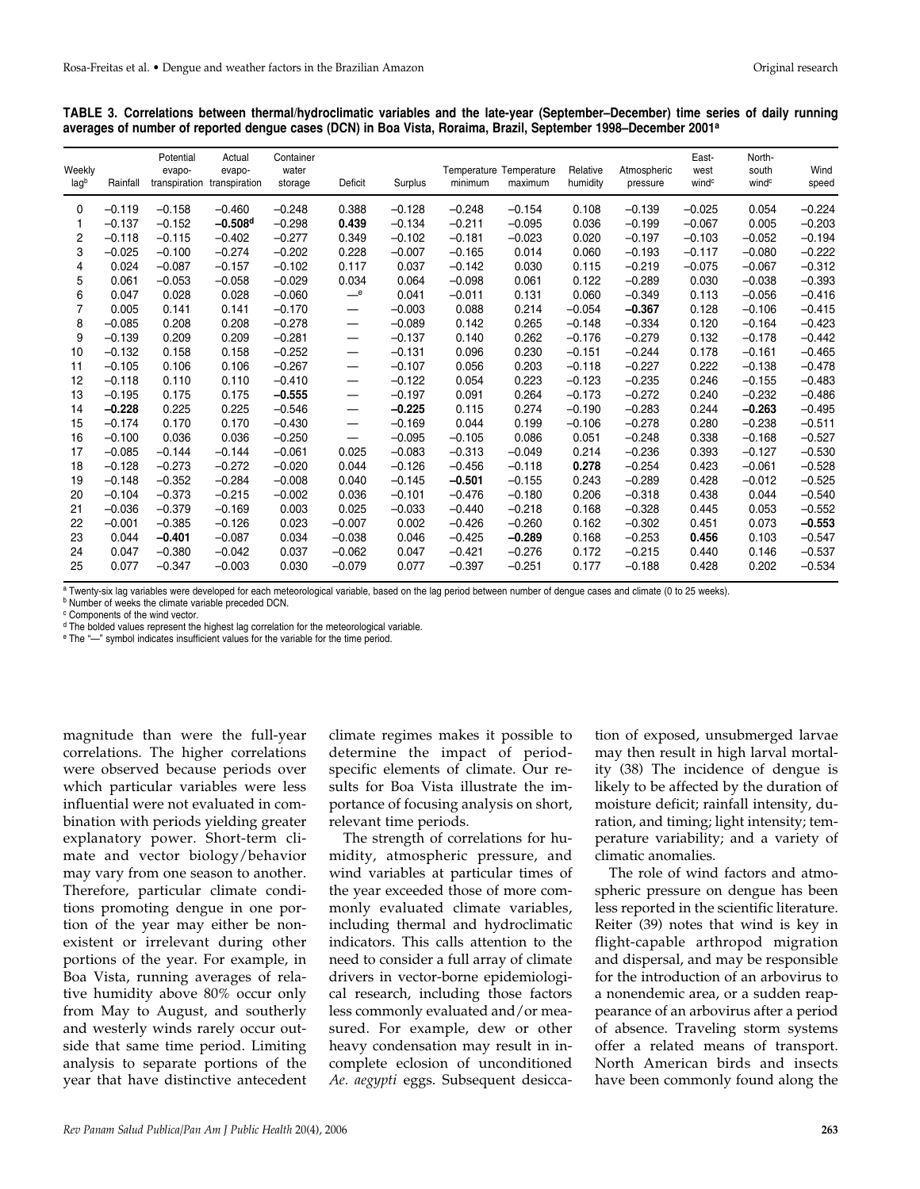**TABLE 3. Correlations between thermal/hydroclimatic variables and the late-year (September–December) time series of daily running averages of number of reported dengue cases (DCN) in Boa Vista, Roraima, Brazil, September 1998–December 2001[a]**

| Weekly lag[b] | Rainfall | Potential evapo-transpiration | Actual evapo-transpiration | Container water storage | Deficit | Surplus | Temperature minimum | Temperature maximum | Relative humidity | Atmospheric pressure | East-west wind[c] | North-south wind[c] | Wind speed |
|---|---|---|---|---|---|---|---|---|---|---|---|---|---|
| 0 | −0.119 | −0.158 | −0.460 | −0.248 | 0.388 | −0.128 | −0.248 | −0.154 | 0.108 | −0.139 | −0.025 | 0.054 | −0.224 |
| 1 | −0.137 | −0.152 | **−0.508**[d] | −0.298 | **0.439** | −0.134 | −0.211 | −0.095 | 0.036 | −0.199 | −0.067 | 0.005 | −0.203 |
| 2 | −0.118 | −0.115 | −0.402 | −0.277 | 0.349 | −0.102 | −0.181 | −0.023 | 0.020 | −0.197 | −0.103 | −0.052 | −0.194 |
| 3 | −0.025 | −0.100 | −0.274 | −0.202 | 0.228 | −0.007 | −0.165 | 0.014 | 0.060 | −0.193 | −0.117 | −0.080 | −0.222 |
| 4 | 0.024 | −0.087 | −0.157 | −0.102 | 0.117 | 0.037 | −0.142 | 0.030 | 0.115 | −0.219 | −0.075 | −0.067 | −0.312 |
| 5 | 0.061 | −0.053 | −0.058 | −0.029 | 0.034 | 0.064 | −0.098 | 0.061 | 0.122 | −0.289 | 0.030 | −0.038 | −0.393 |
| 6 | 0.047 | 0.028 | 0.028 | −0.060 | —[e] | 0.041 | −0.011 | 0.131 | 0.060 | −0.349 | 0.113 | −0.056 | −0.416 |
| 7 | 0.005 | 0.141 | 0.141 | −0.170 | — | −0.003 | 0.088 | 0.214 | −0.054 | **−0.367** | 0.128 | −0.106 | −0.415 |
| 8 | −0.085 | 0.208 | 0.208 | −0.278 | — | −0.089 | 0.142 | 0.265 | −0.148 | −0.334 | 0.120 | −0.164 | −0.423 |
| 9 | −0.139 | 0.209 | 0.209 | −0.281 | — | −0.137 | 0.140 | 0.262 | −0.176 | −0.279 | 0.132 | −0.178 | −0.442 |
| 10 | −0.132 | 0.158 | 0.158 | −0.252 | — | −0.131 | 0.096 | 0.230 | −0.151 | −0.244 | 0.178 | −0.161 | −0.465 |
| 11 | −0.105 | 0.106 | 0.106 | −0.267 | — | −0.107 | 0.056 | 0.203 | −0.118 | −0.227 | 0.222 | −0.138 | −0.478 |
| 12 | −0.118 | 0.110 | 0.110 | −0.410 | — | −0.122 | 0.054 | 0.223 | −0.123 | −0.235 | 0.246 | −0.155 | −0.483 |
| 13 | −0.195 | 0.175 | 0.175 | **−0.555** | — | −0.197 | 0.091 | 0.264 | −0.173 | −0.272 | 0.240 | −0.232 | −0.486 |
| 14 | **−0.228** | 0.225 | 0.225 | −0.546 | — | **−0.225** | 0.115 | 0.274 | −0.190 | −0.283 | 0.244 | **−0.263** | −0.495 |
| 15 | −0.174 | 0.170 | 0.170 | −0.430 | — | −0.169 | 0.044 | 0.199 | −0.106 | −0.278 | 0.280 | −0.238 | −0.511 |
| 16 | −0.100 | 0.036 | 0.036 | −0.250 | — | −0.095 | −0.105 | 0.086 | 0.051 | −0.248 | 0.338 | −0.168 | −0.527 |
| 17 | −0.085 | −0.144 | −0.144 | −0.061 | 0.025 | −0.083 | −0.313 | −0.049 | 0.214 | −0.236 | 0.393 | −0.127 | −0.530 |
| 18 | −0.128 | −0.273 | −0.272 | −0.020 | 0.044 | −0.126 | −0.456 | −0.118 | **0.278** | −0.254 | 0.423 | −0.061 | −0.528 |
| 19 | −0.148 | −0.352 | −0.284 | −0.008 | 0.040 | −0.145 | **−0.501** | −0.155 | 0.243 | −0.289 | 0.428 | −0.012 | −0.525 |
| 20 | −0.104 | −0.373 | −0.215 | −0.002 | 0.036 | −0.101 | −0.476 | −0.180 | 0.206 | −0.318 | 0.438 | 0.044 | −0.540 |
| 21 | −0.036 | −0.379 | −0.169 | 0.003 | 0.025 | −0.033 | −0.440 | −0.218 | 0.168 | −0.328 | 0.445 | 0.053 | −0.552 |
| 22 | −0.001 | −0.385 | −0.126 | 0.023 | −0.007 | 0.002 | −0.426 | −0.260 | 0.162 | −0.302 | 0.451 | 0.073 | **−0.553** |
| 23 | 0.044 | **−0.401** | −0.087 | 0.034 | −0.038 | 0.046 | −0.425 | **−0.289** | 0.168 | −0.253 | **0.456** | 0.103 | −0.547 |
| 24 | 0.047 | −0.380 | −0.042 | 0.037 | −0.062 | 0.047 | −0.421 | −0.276 | 0.172 | −0.215 | 0.440 | 0.146 | −0.537 |
| 25 | 0.077 | −0.347 | −0.003 | 0.030 | −0.079 | 0.077 | −0.397 | −0.251 | 0.177 | −0.188 | 0.428 | 0.202 | −0.534 |

[a] Twenty-six lag variables were developed for each meteorological variable, based on the lag period between number of dengue cases and climate (0 to 25 weeks).
[b] Number of weeks the climate variable preceded DCN.
[c] Components of the wind vector.
[d] The bolded values represent the highest lag correlation for the meteorological variable.
[e] The "—" symbol indicates insufficient values for the variable for the time period.

magnitude than were the full-year correlations. The higher correlations were observed because periods over which particular variables were less influential were not evaluated in combination with periods yielding greater explanatory power. Short-term climate and vector biology/behavior may vary from one season to another. Therefore, particular climate conditions promoting dengue in one portion of the year may either be nonexistent or irrelevant during other portions of the year. For example, in Boa Vista, running averages of relative humidity above 80% occur only from May to August, and southerly and westerly winds rarely occur outside that same time period. Limiting analysis to separate portions of the year that have distinctive antecedent climate regimes makes it possible to determine the impact of period-specific elements of climate. Our results for Boa Vista illustrate the importance of focusing analysis on short, relevant time periods.

The strength of correlations for humidity, atmospheric pressure, and wind variables at particular times of the year exceeded those of more commonly evaluated climate variables, including thermal and hydroclimatic indicators. This calls attention to the need to consider a full array of climate drivers in vector-borne epidemiological research, including those factors less commonly evaluated and/or measured. For example, dew or other heavy condensation may result in incomplete eclosion of unconditioned *Ae. aegypti* eggs. Subsequent desiccation of exposed, unsubmerged larvae may then result in high larval mortality (38) The incidence of dengue is likely to be affected by the duration of moisture deficit; rainfall intensity, duration, and timing; light intensity; temperature variability; and a variety of climatic anomalies.

The role of wind factors and atmospheric pressure on dengue has been less reported in the scientific literature. Reiter (39) notes that wind is key in flight-capable arthropod migration and dispersal, and may be responsible for the introduction of an arbovirus to a nonendemic area, or a sudden reappearance of an arbovirus after a period of absence. Traveling storm systems offer a related means of transport. North American birds and insects have been commonly found along the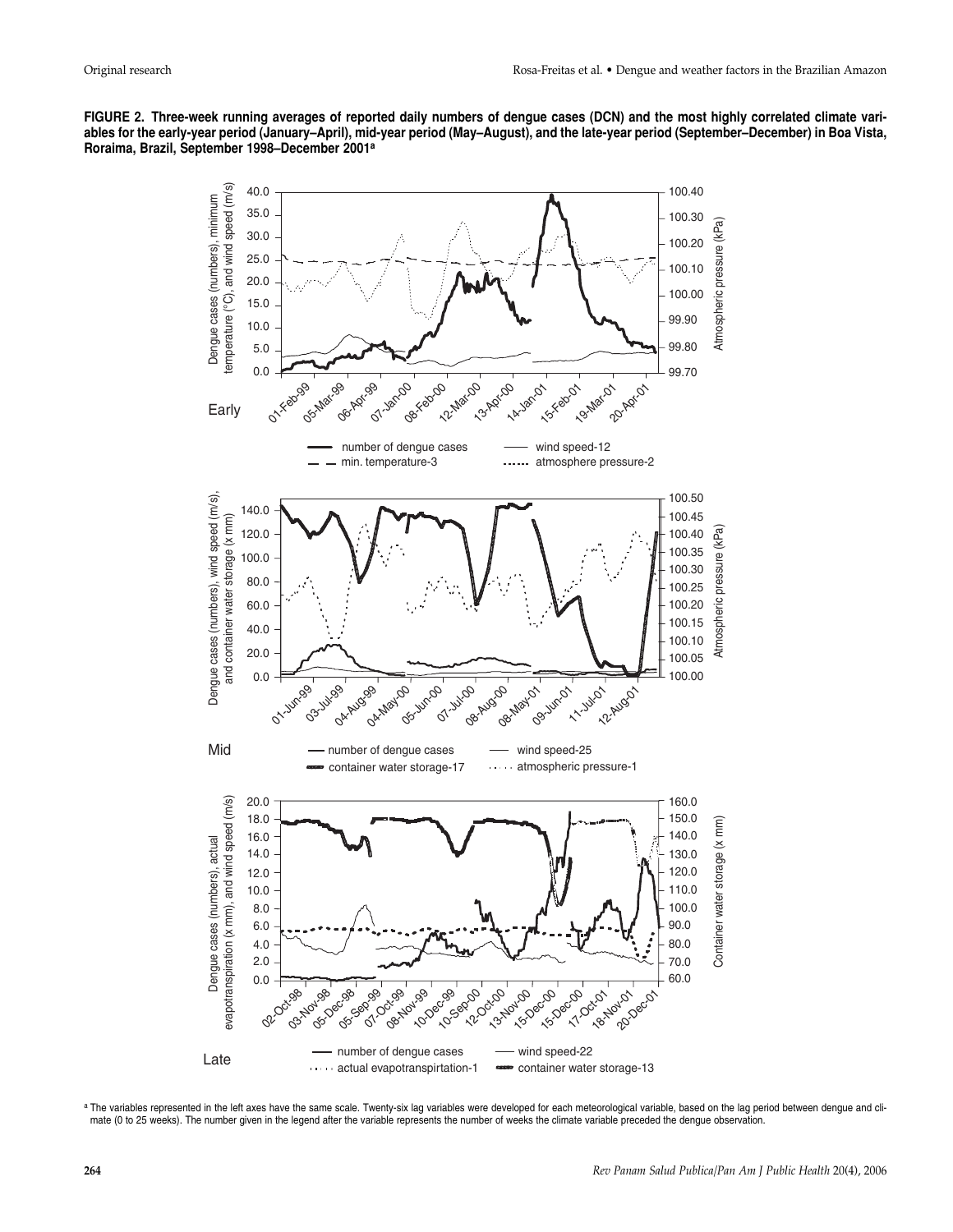**FIGURE 2. Three-week running averages of reported daily numbers of dengue cases (DCN) and the most highly correlated climate variables for the early-year period (January–April), mid-year period (May–August), and the late-year period (September–December) in Boa Vista, Roraima, Brazil, September 1998–December 2001[a]**

[a] The variables represented in the left axes have the same scale. Twenty-six lag variables were developed for each meteorological variable, based on the lag period between dengue and climate (0 to 25 weeks). The number given in the legend after the variable represents the number of weeks the climate variable preceded the dengue observation.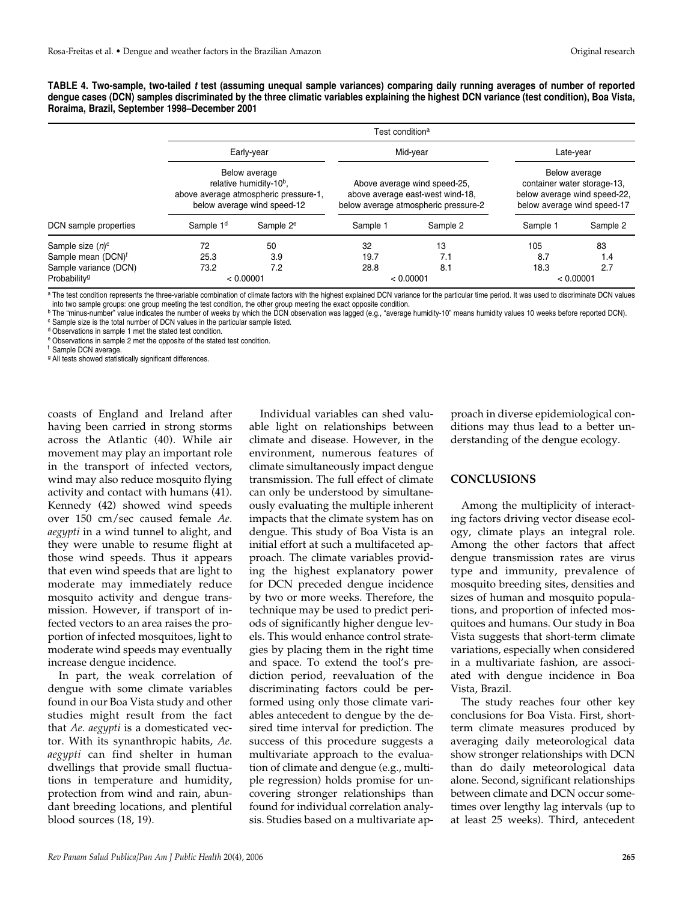**TABLE 4. Two-sample, two-tailed *t* test (assuming unequal sample variances) comparing daily running averages of number of reported dengue cases (DCN) samples discriminated by the three climatic variables explaining the highest DCN variance (test condition), Boa Vista, Roraima, Brazil, September 1998–December 2001**

| | Test condition[a] | | | | | |
|---|---|---|---|---|---|---|
| | Early-year | | Mid-year | | Late-year | |
| | Below average relative humidity-10[b], above average atmospheric pressure-1, below average wind speed-12 | | Above average wind speed-25, above average east-west wind-18, below average atmospheric pressure-2 | | Below average container water storage-13, below average wind speed-22, below average wind speed-17 | |
| DCN sample properties | Sample 1[d] | Sample 2[e] | Sample 1 | Sample 2 | Sample 1 | Sample 2 |
| Sample size (*n*)[c] | 72 | 50 | 32 | 13 | 105 | 83 |
| Sample mean (DCN)[f] | 25.3 | 3.9 | 19.7 | 7.1 | 8.7 | 1.4 |
| Sample variance (DCN) | 73.2 | 7.2 | 28.8 | 8.1 | 18.3 | 2.7 |
| Probability[g] | < 0.00001 | | < 0.00001 | | < 0.00001 | |

[a] The test condition represents the three-variable combination of climate factors with the highest explained DCN variance for the particular time period. It was used to discriminate DCN values into two sample groups: one group meeting the test condition, the other group meeting the exact opposite condition.
[b] The "minus-number" value indicates the number of weeks by which the DCN observation was lagged (e.g., "average humidity-10" means humidity values 10 weeks before reported DCN).
[c] Sample size is the total number of DCN values in the particular sample listed.
[d] Observations in sample 1 met the stated test condition.
[e] Observations in sample 2 met the opposite of the stated test condition.
[f] Sample DCN average.
[g] All tests showed statistically significant differences.

coasts of England and Ireland after having been carried in strong storms across the Atlantic (40). While air movement may play an important role in the transport of infected vectors, wind may also reduce mosquito flying activity and contact with humans (41). Kennedy (42) showed wind speeds over 150 cm/sec caused female *Ae. aegypti* in a wind tunnel to alight, and they were unable to resume flight at those wind speeds. Thus it appears that even wind speeds that are light to moderate may immediately reduce mosquito activity and dengue transmission. However, if transport of infected vectors to an area raises the proportion of infected mosquitoes, light to moderate wind speeds may eventually increase dengue incidence.

In part, the weak correlation of dengue with some climate variables found in our Boa Vista study and other studies might result from the fact that *Ae. aegypti* is a domesticated vector. With its synanthropic habits, *Ae. aegypti* can find shelter in human dwellings that provide small fluctuations in temperature and humidity, protection from wind and rain, abundant breeding locations, and plentiful blood sources (18, 19).

Individual variables can shed valuable light on relationships between climate and disease. However, in the environment, numerous features of climate simultaneously impact dengue transmission. The full effect of climate can only be understood by simultaneously evaluating the multiple inherent impacts that the climate system has on dengue. This study of Boa Vista is an initial effort at such a multifaceted approach. The climate variables providing the highest explanatory power for DCN preceded dengue incidence by two or more weeks. Therefore, the technique may be used to predict periods of significantly higher dengue levels. This would enhance control strategies by placing them in the right time and space. To extend the tool's prediction period, reevaluation of the discriminating factors could be performed using only those climate variables antecedent to dengue by the desired time interval for prediction. The success of this procedure suggests a multivariate approach to the evaluation of climate and dengue (e.g., multiple regression) holds promise for uncovering stronger relationships than found for individual correlation analysis. Studies based on a multivariate approach in diverse epidemiological conditions may thus lead to a better understanding of the dengue ecology.

## CONCLUSIONS

Among the multiplicity of interacting factors driving vector disease ecology, climate plays an integral role. Among the other factors that affect dengue transmission rates are virus type and immunity, prevalence of mosquito breeding sites, densities and sizes of human and mosquito populations, and proportion of infected mosquitoes and humans. Our study in Boa Vista suggests that short-term climate variations, especially when considered in a multivariate fashion, are associated with dengue incidence in Boa Vista, Brazil.

The study reaches four other key conclusions for Boa Vista. First, short-term climate measures produced by averaging daily meteorological data show stronger relationships with DCN than do daily meteorological data alone. Second, significant relationships between climate and DCN occur sometimes over lengthy lag intervals (up to at least 25 weeks). Third, antecedent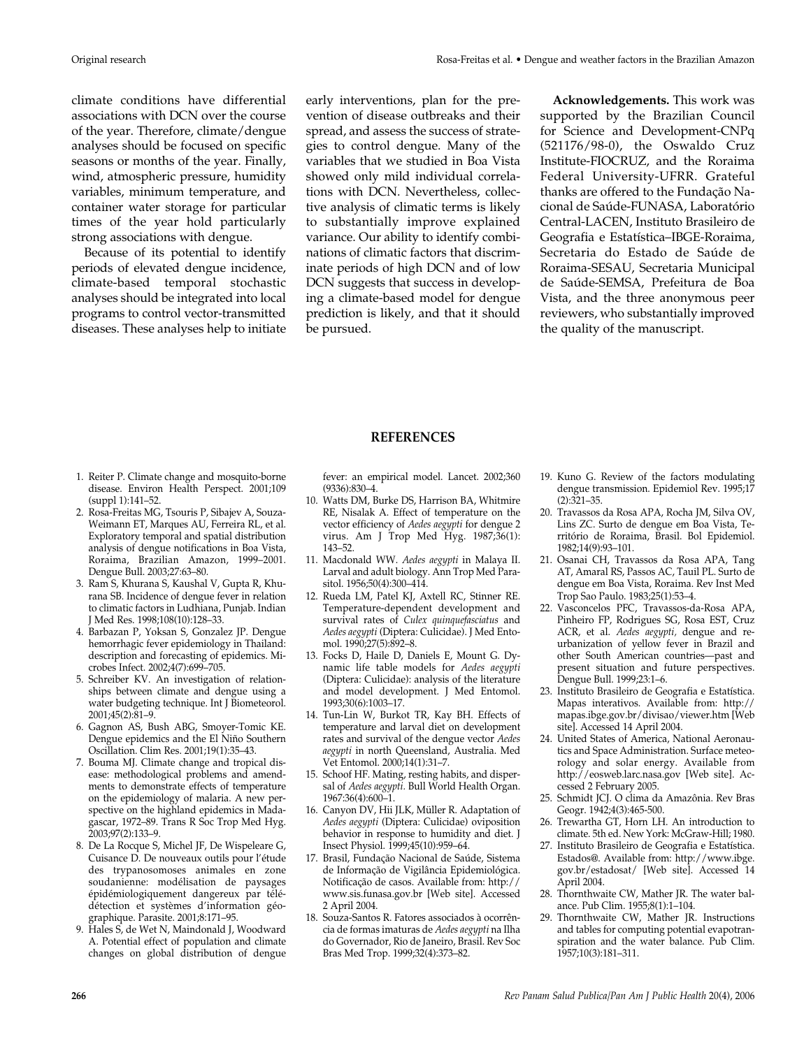climate conditions have differential associations with DCN over the course of the year. Therefore, climate/dengue analyses should be focused on specific seasons or months of the year. Finally, wind, atmospheric pressure, humidity variables, minimum temperature, and container water storage for particular times of the year hold particularly strong associations with dengue.

Because of its potential to identify periods of elevated dengue incidence, climate-based temporal stochastic analyses should be integrated into local programs to control vector-transmitted diseases. These analyses help to initiate early interventions, plan for the prevention of disease outbreaks and their spread, and assess the success of strategies to control dengue. Many of the variables that we studied in Boa Vista showed only mild individual correlations with DCN. Nevertheless, collective analysis of climatic terms is likely to substantially improve explained variance. Our ability to identify combinations of climatic factors that discriminate periods of high DCN and of low DCN suggests that success in developing a climate-based model for dengue prediction is likely, and that it should be pursued.

**Acknowledgements.** This work was supported by the Brazilian Council for Science and Development-CNPq (521176/98-0), the Oswaldo Cruz Institute-FIOCRUZ, and the Roraima Federal University-UFRR. Grateful thanks are offered to the Fundação Nacional de Saúde-FUNASA, Laboratório Central-LACEN, Instituto Brasileiro de Geografia e Estatística–IBGE-Roraima, Secretaria do Estado de Saúde de Roraima-SESAU, Secretaria Municipal de Saúde-SEMSA, Prefeitura de Boa Vista, and the three anonymous peer reviewers, who substantially improved the quality of the manuscript.

## REFERENCES

1. Reiter P. Climate change and mosquito-borne disease. Environ Health Perspect. 2001;109 (suppl 1):141–52.
2. Rosa-Freitas MG, Tsouris P, Sibajev A, Souza-Weimann ET, Marques AU, Ferreira RL, et al. Exploratory temporal and spatial distribution analysis of dengue notifications in Boa Vista, Roraima, Brazilian Amazon, 1999–2001. Dengue Bull. 2003;27:63–80.
3. Ram S, Khurana S, Kaushal V, Gupta R, Khurana SB. Incidence of dengue fever in relation to climatic factors in Ludhiana, Punjab. Indian J Med Res. 1998;108(10):128–33.
4. Barbazan P, Yoksan S, Gonzalez JP. Dengue hemorrhagic fever epidemiology in Thailand: description and forecasting of epidemics. Microbes Infect. 2002;4(7):699–705.
5. Schreiber KV. An investigation of relationships between climate and dengue using a water budgeting technique. Int J Biometeorol. 2001;45(2):81–9.
6. Gagnon AS, Bush ABG, Smoyer-Tomic KE. Dengue epidemics and the El Niño Southern Oscillation. Clim Res. 2001;19(1):35–43.
7. Bouma MJ. Climate change and tropical disease: methodological problems and amendments to demonstrate effects of temperature on the epidemiology of malaria. A new perspective on the highland epidemics in Madagascar, 1972–89. Trans R Soc Trop Med Hyg. 2003;97(2):133–9.
8. De La Rocque S, Michel JF, De Wispeleare G, Cuisance D. De nouveaux outils pour l'étude des trypanosomoses animales en zone soudanienne: modélisation de paysages épidémiologiquement dangereux par télédétection et systèmes d'information géographique. Parasite. 2001;8:171–95.
9. Hales S, de Wet N, Maindonald J, Woodward A. Potential effect of population and climate changes on global distribution of dengue fever: an empirical model. Lancet. 2002;360 (9336):830–4.
10. Watts DM, Burke DS, Harrison BA, Whitmire RE, Nisalak A. Effect of temperature on the vector efficiency of *Aedes aegypti* for dengue 2 virus. Am J Trop Med Hyg. 1987;36(1): 143–52.
11. Macdonald WW. *Aedes aegypti* in Malaya II. Larval and adult biology. Ann Trop Med Parasitol. 1956;50(4):300–414.
12. Rueda LM, Patel KJ, Axtell RC, Stinner RE. Temperature-dependent development and survival rates of *Culex quinquefasciatus* and *Aedes aegypti* (Diptera: Culicidae). J Med Entomol. 1990;27(5):892–8.
13. Focks D, Haile D, Daniels E, Mount G. Dynamic life table models for *Aedes aegypti* (Diptera: Culicidae): analysis of the literature and model development. J Med Entomol. 1993;30(6):1003–17.
14. Tun-Lin W, Burkot TR, Kay BH. Effects of temperature and larval diet on development rates and survival of the dengue vector *Aedes aegypti* in north Queensland, Australia. Med Vet Entomol. 2000;14(1):31–7.
15. Schoof HF. Mating, resting habits, and dispersal of *Aedes aegypti*. Bull World Health Organ. 1967:36(4):600–1.
16. Canyon DV, Hii JLK, Müller R. Adaptation of *Aedes aegypti* (Diptera: Culicidae) oviposition behavior in response to humidity and diet. J Insect Physiol. 1999;45(10):959–64.
17. Brasil, Fundação Nacional de Saúde, Sistema de Informação de Vigilância Epidemiológica. Notificação de casos. Available from: http://www.sis.funasa.gov.br [Web site]. Accessed 2 April 2004.
18. Souza-Santos R. Fatores associados à ocorrência de formas imaturas de *Aedes aegypti* na Ilha do Governador, Rio de Janeiro, Brasil. Rev Soc Bras Med Trop. 1999;32(4):373–82.
19. Kuno G. Review of the factors modulating dengue transmission. Epidemiol Rev. 1995;17 (2):321–35.
20. Travassos da Rosa APA, Rocha JM, Silva OV, Lins ZC. Surto de dengue em Boa Vista, Território de Roraima, Brasil. Bol Epidemiol. 1982;14(9):93–101.
21. Osanai CH, Travassos da Rosa APA, Tang AT, Amaral RS, Passos AC, Tauil PL. Surto de dengue em Boa Vista, Roraima. Rev Inst Med Trop Sao Paulo. 1983;25(1):53–4.
22. Vasconcelos PFC, Travassos-da-Rosa APA, Pinheiro FP, Rodrigues SG, Rosa EST, Cruz ACR, et al. *Aedes aegypti*, dengue and reurbanization of yellow fever in Brazil and other South American countries—past and present situation and future perspectives. Dengue Bull. 1999;23:1–6.
23. Instituto Brasileiro de Geografia e Estatística. Mapas interativos. Available from: http://mapas.ibge.gov.br/divisao/viewer.htm [Web site]. Accessed 14 April 2004.
24. United States of America, National Aeronautics and Space Administration. Surface meteorology and solar energy. Available from http://eosweb.larc.nasa.gov [Web site]. Accessed 2 February 2005.
25. Schmidt JCJ. O clima da Amazônia. Rev Bras Geogr. 1942;4(3):465-500.
26. Trewartha GT, Horn LH. An introduction to climate. 5th ed. New York: McGraw-Hill; 1980.
27. Instituto Brasileiro de Geografia e Estatística. Estados@. Available from: http://www.ibge.gov.br/estadosat/ [Web site]. Accessed 14 April 2004.
28. Thornthwaite CW, Mather JR. The water balance. Pub Clim. 1955;8(1):1–104.
29. Thornthwaite CW, Mather JR. Instructions and tables for computing potential evapotranspiration and the water balance. Pub Clim. 1957;10(3):181–311.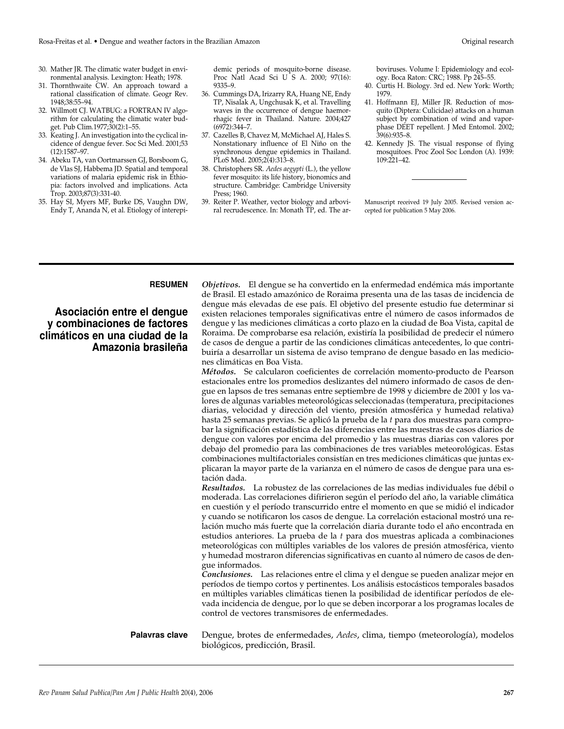30. Mather JR. The climatic water budget in environmental analysis. Lexington: Heath; 1978.
31. Thornthwaite CW. An approach toward a rational classification of climate. Geogr Rev. 1948;38:55–94.
32. Willmott CJ. WATBUG: a FORTRAN IV algorithm for calculating the climatic water budget. Pub Clim.1977;30(2):1–55.
33. Keating J. An investigation into the cyclical incidence of dengue fever. Soc Sci Med. 2001;53 (12):1587–97.
34. Abeku TA, van Oortmarssen GJ, Borsboom G, de Vlas SJ, Habbema JD. Spatial and temporal variations of malaria epidemic risk in Ethiopia: factors involved and implications. Acta Trop. 2003;87(3):331-40.
35. Hay SI, Myers MF, Burke DS, Vaughn DW, Endy T, Ananda N, et al. Etiology of interepidemic periods of mosquito-borne disease. Proc Natl Acad Sci U S A. 2000; 97(16): 9335–9.
36. Cummings DA, Irizarry RA, Huang NE, Endy TP, Nisalak A, Ungchusak K, et al. Travelling waves in the occurrence of dengue haemorrhagic fever in Thailand. Nature. 2004;427 (6972):344–7.
37. Cazelles B, Chavez M, McMichael AJ, Hales S. Nonstationary influence of El Niño on the synchronous dengue epidemics in Thailand. PLoS Med. 2005;2(4):313–8.
38. Christophers SR. *Aedes aegypti* (L.), the yellow fever mosquito: its life history, bionomics and structure. Cambridge: Cambridge University Press; 1960.
39. Reiter P. Weather, vector biology and arboviral recrudescence. In: Monath TP, ed. The arboviruses. Volume I: Epidemiology and ecology. Boca Raton: CRC; 1988. Pp 245–55.
40. Curtis H. Biology. 3rd ed. New York: Worth; 1979.
41. Hoffmann EJ, Miller JR. Reduction of mosquito (Diptera: Culicidae) attacks on a human subject by combination of wind and vapor-phase DEET repellent. J Med Entomol. 2002; 39(6):935–8.
42. Kennedy JS. The visual response of flying mosquitoes. Proc Zool Soc London (A). 1939: 109:221–42.

Manuscript received 19 July 2005. Revised version accepted for publication 5 May 2006.

## RESUMEN

## Asociación entre el dengue y combinaciones de factores climáticos en una ciudad de la Amazonia brasileña

***Objetivos.*** El dengue se ha convertido en la enfermedad endémica más importante de Brasil. El estado amazónico de Roraima presenta una de las tasas de incidencia de dengue más elevadas de ese país. El objetivo del presente estudio fue determinar si existen relaciones temporales significativas entre el número de casos informados de dengue y las mediciones climáticas a corto plazo en la ciudad de Boa Vista, capital de Roraima. De comprobarse esa relación, existiría la posibilidad de predecir el número de casos de dengue a partir de las condiciones climáticas antecedentes, lo que contribuiría a desarrollar un sistema de aviso temprano de dengue basado en las mediciones climáticas en Boa Vista.

***Métodos.*** Se calcularon coeficientes de correlación momento-producto de Pearson estacionales entre los promedios deslizantes del número informado de casos de dengue en lapsos de tres semanas entre septiembre de 1998 y diciembre de 2001 y los valores de algunas variables meteorológicas seleccionadas (temperatura, precipitaciones diarias, velocidad y dirección del viento, presión atmosférica y humedad relativa) hasta 25 semanas previas. Se aplicó la prueba de la *t* para dos muestras para comprobar la significación estadística de las diferencias entre las muestras de casos diarios de dengue con valores por encima del promedio y las muestras diarias con valores por debajo del promedio para las combinaciones de tres variables meteorológicas. Estas combinaciones multifactoriales consistían en tres mediciones climáticas que juntas explicaran la mayor parte de la varianza en el número de casos de dengue para una estación dada.

***Resultados.*** La robustez de las correlaciones de las medias individuales fue débil o moderada. Las correlaciones difirieron según el período del año, la variable climática en cuestión y el período transcurrido entre el momento en que se midió el indicador y cuando se notificaron los casos de dengue. La correlación estacional mostró una relación mucho más fuerte que la correlación diaria durante todo el año encontrada en estudios anteriores. La prueba de la *t* para dos muestras aplicada a combinaciones meteorológicas con múltiples variables de los valores de presión atmosférica, viento y humedad mostraron diferencias significativas en cuanto al número de casos de dengue informados.

***Conclusiones.*** Las relaciones entre el clima y el dengue se pueden analizar mejor en períodos de tiempo cortos y pertinentes. Los análisis estocásticos temporales basados en múltiples variables climáticas tienen la posibilidad de identificar períodos de elevada incidencia de dengue, por lo que se deben incorporar a los programas locales de control de vectores transmisores de enfermedades.

**Palavras clave** Dengue, brotes de enfermedades, *Aedes*, clima, tiempo (meteorología), modelos biológicos, predicción, Brasil.